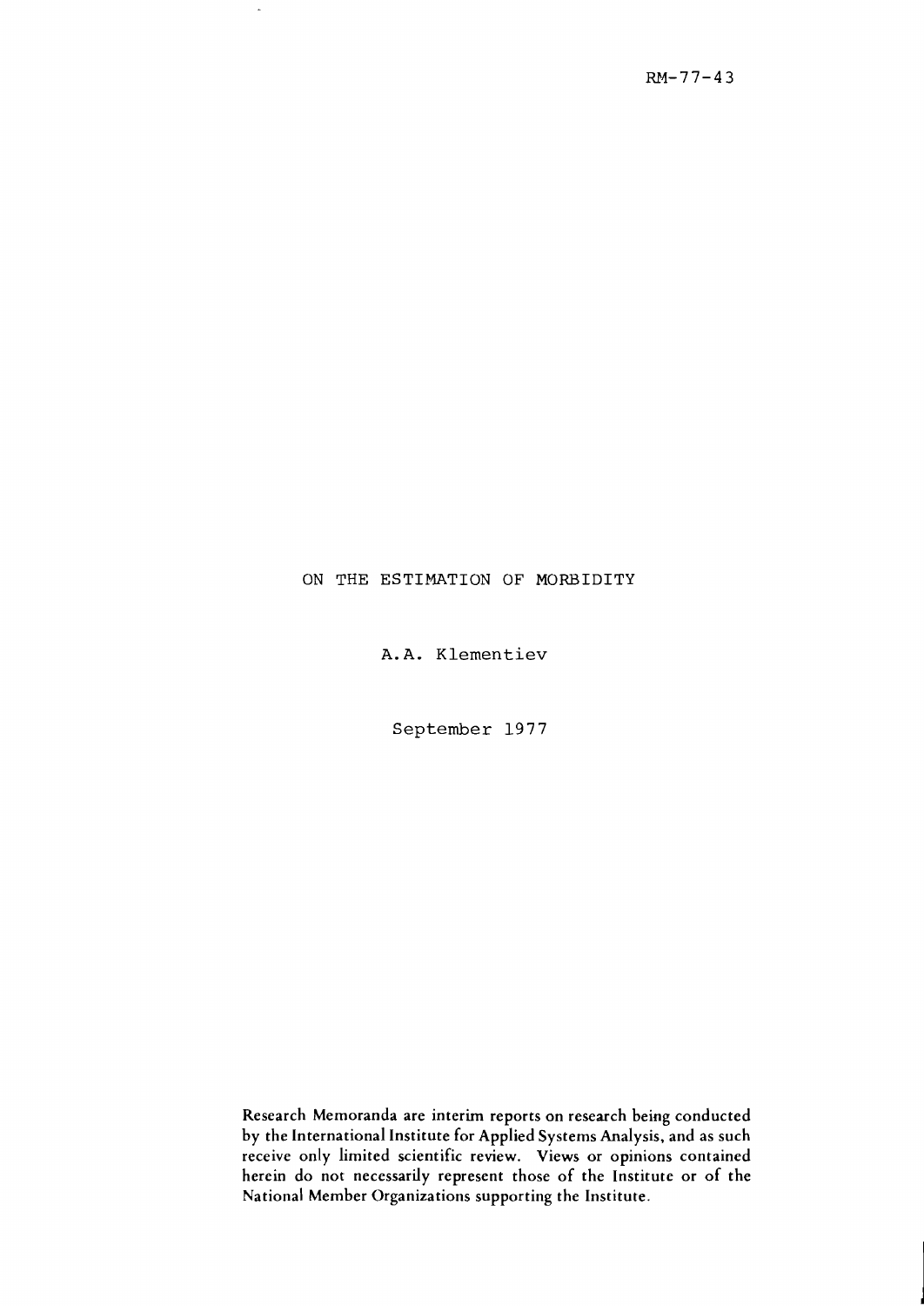RM-77-43

# ON THE ESTIMATION OF MORBIDITY

A.A. Klementiev

September 1977

Research Memoranda are interim reports on research being conducted by the International Institute for Applied Systems Analysis, and as such receive only limited scientific review. Views or opinions contained herein do not necessarily represent those of the Institute or of the National Member Organizations supporting the Institute.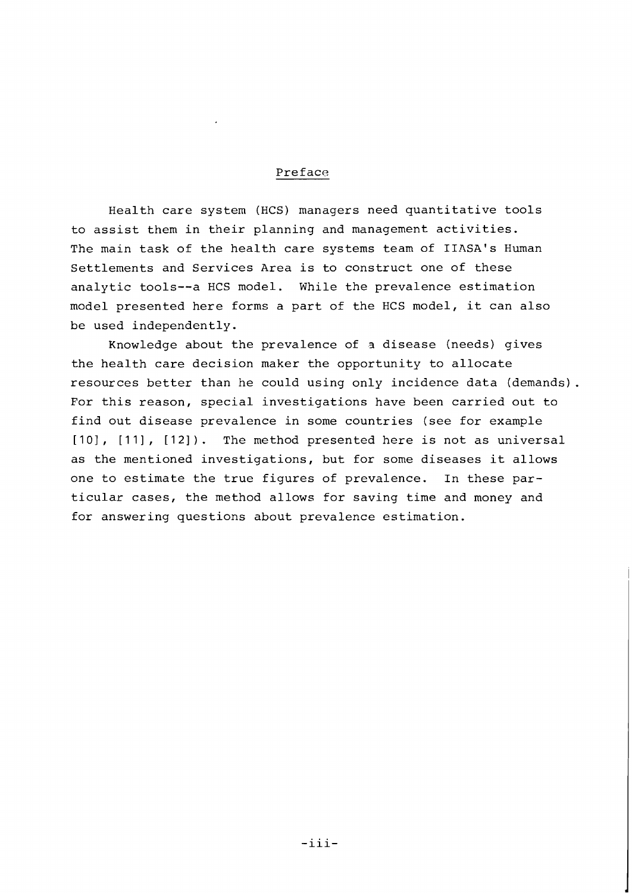## Preface

Health care system (HCS) managers need quantitative tools to assist them in their planning and management activities. The main task of the health care systems team of IIASA's Human Settlements and Services Area is to construct one of these analytic tools--a HCS model. While the prevalence estimation model presented here forms a part of the HCS model, it can also be used independently.

Knowledge about the prevalence of a disease (needs) gives the health care decision maker the opportunity to allocate resources better than he could using only incidence data (demands). For this reason, special investigations have been carried out to find out disease prevalence in some countries (see for example [10], [11], [12]). The method presented here is not as universal as the mentioned investigations, but for some diseases it allows one to estimate the true figures of prevalence. In these particular cases, the method allows for saving time and money and for answering questions about prevalence estimation.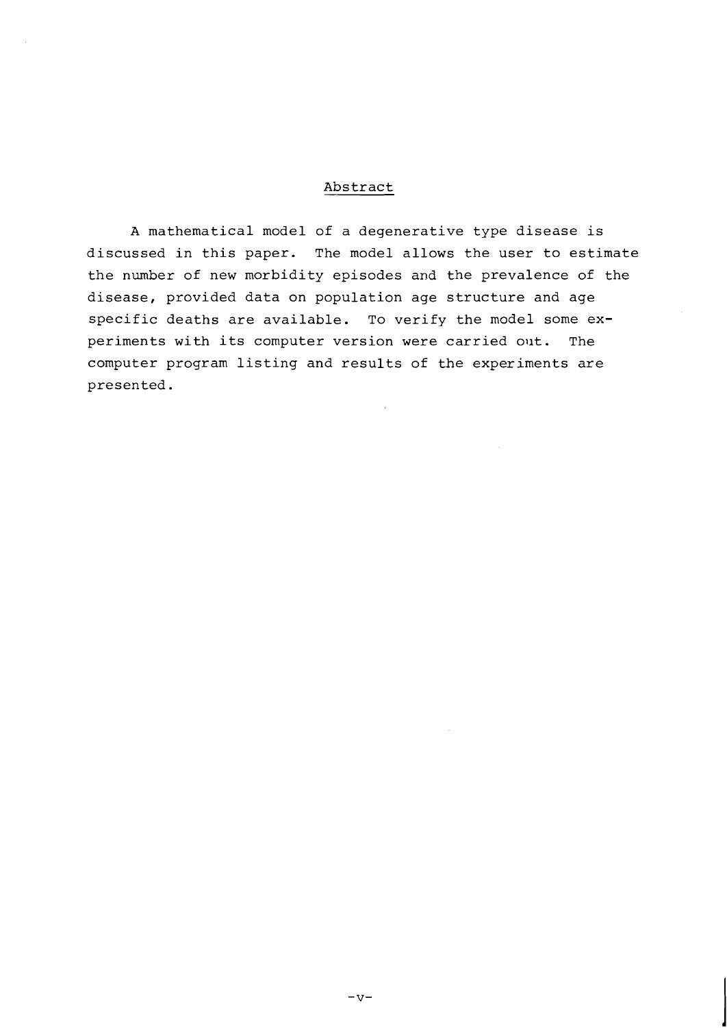## Abstract

A mathematical model of a degenerative type disease is discussed in this paper. The model allows the user to estimate the number of new morbidity episodes and the prevalence of the disease, provided data on population age structure and age specific deaths are available. To verify the model some experiments with its computer version were carried out. The computer program listing and results of the experiments are presented.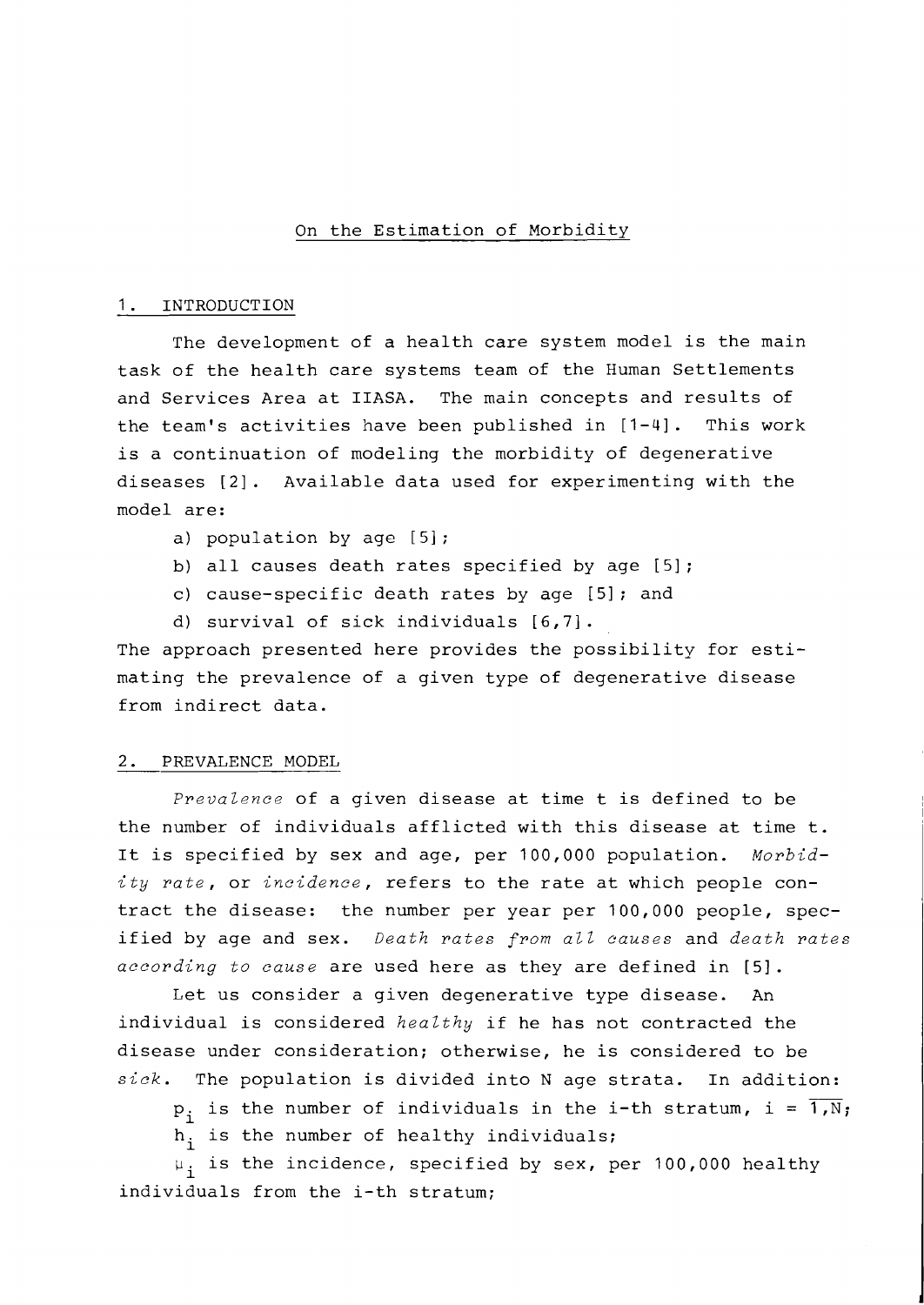## On the Estimation of Morbidity

### 1. INTRODUCTION

The development of a health care system model is the main task of the health care systems team of the Human Settlements and Services Area at IIASA. The main concepts and results of the team's activities have been published in [1-4]. This work is a continuation of modeling the morbidity of degenerative diseases [2]. Available data used for experimenting with the model are:

a) population by age [5];

b) all causes death rates specified by age [5];

c) cause-specific death rates by age [5]; and

d) survival of sick individuals [6,7].

The approach presented here provides the possibility for estimating the prevalence of a given type of degenerative disease from indirect data.

### 2. PREVALENCE MODEL

*Prevalence* of a given disease at time t is defined to be the number of individuals afflicted with this disease at time t. It is specified by sex and age, per 100,000 population. *Morbidity rate*, or *incidence*, refers to the rate at which people contract the disease: the number per year per 100,000 people, specified by age and sex. *Death rates from all causes* and *death rates according to cause* are used here as they are defined in [5].

Let us consider a given degenerative type disease. An individual is considered *healthy* if he has not contracted the disease under consideration; otherwise, he is considered to be *sick*. The population is divided into N age strata. In addition:

$p_i$ is the number of individuals in the i-th stratum, $i = \overline{1,N}$;

$h_i$ is the number of healthy individuals;

$\mu_i$ is the incidence, specified by sex, per 100,000 healthy individuals from the i-th stratum;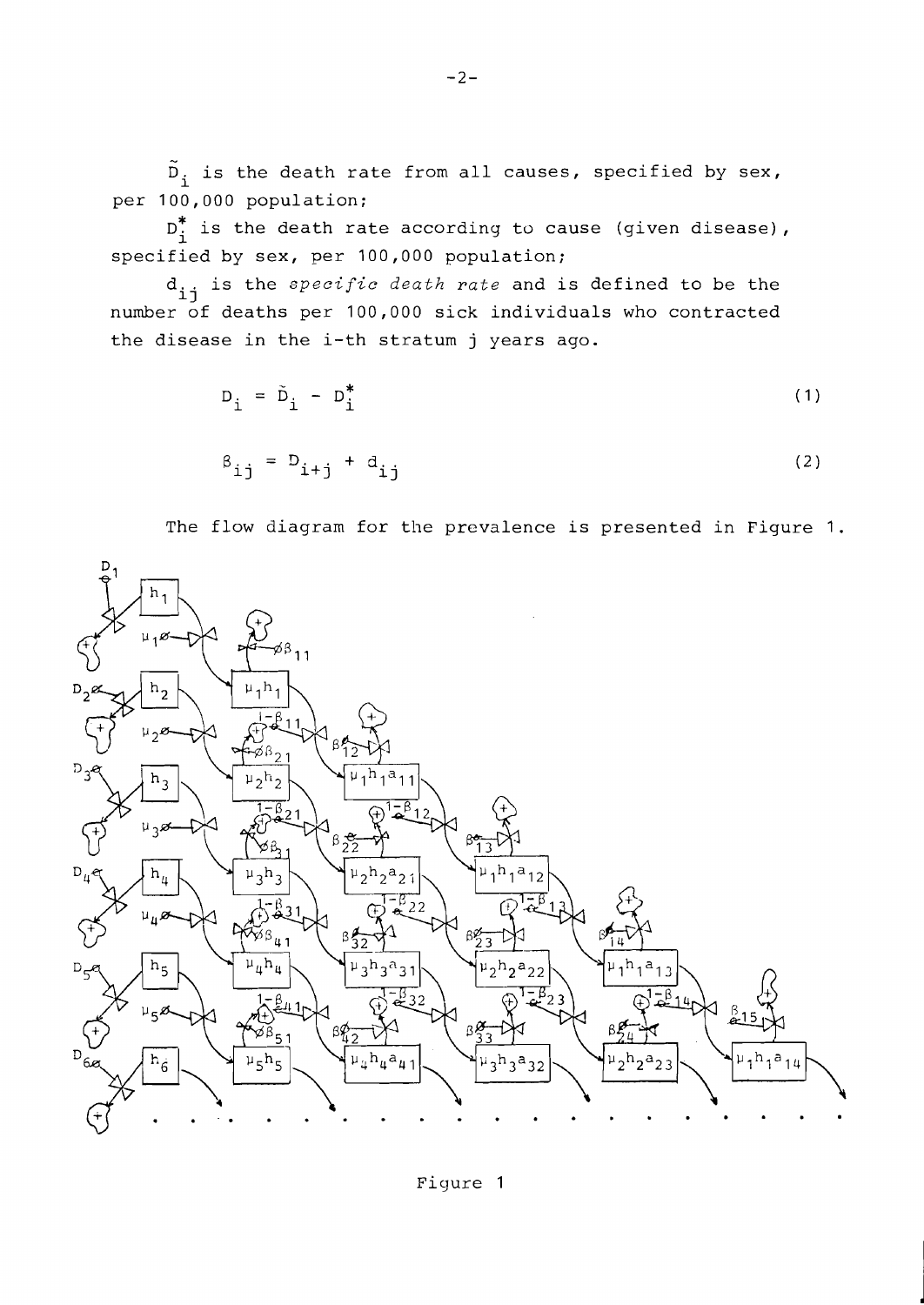$\tilde{D}_i$ is the death rate from all causes, specified by sex, per 100,000 population;

$D_i^*$ is the death rate according to cause (given disease), specified by sex, per 100,000 population;

$d_{ij}$ is the *specific death rate* and is defined to be the number of deaths per 100,000 sick individuals who contracted the disease in the i-th stratum j years ago.

$$D_i = \tilde{D}_i - D_i^* \tag{1}$$

$$\beta_{ij} = D_{i+j} + d_{ij} \tag{2}$$

The flow diagram for the prevalence is presented in Figure 1.

Figure 1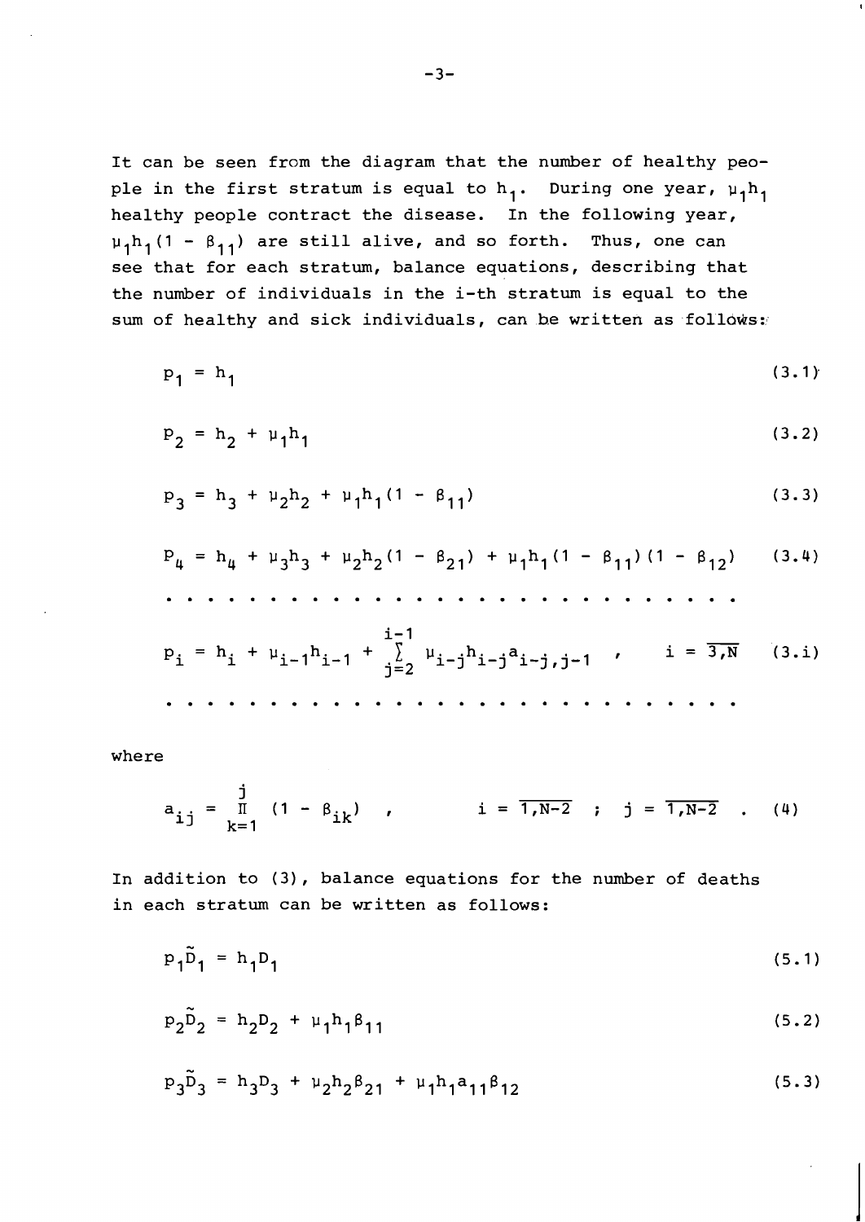It can be seen from the diagram that the number of healthy people in the first stratum is equal to $h_1$. During one year, $\mu_1 h_1$ healthy people contract the disease. In the following year, $\mu_1 h_1(1 - \beta_{11})$ are still alive, and so forth. Thus, one can see that for each stratum, balance equations, describing that the number of individuals in the i-th stratum is equal to the sum of healthy and sick individuals, can be written as follows:

$$p_1 = h_1 \tag{3.1}$$

$$p_2 = h_2 + \mu_1 h_1 \tag{3.2}$$

$$p_3 = h_3 + \mu_2 h_2 + \mu_1 h_1 (1 - \beta_{11}) \tag{3.3}$$

$$p_4 = h_4 + \mu_3 h_3 + \mu_2 h_2 (1 - \beta_{21}) + \mu_1 h_1 (1 - \beta_{11})(1 - \beta_{12}) \tag{3.4}$$

. . . . . . . . . . . . . . . . . . . . . . . . . . . .

$$p_i = h_i + \mu_{i-1} h_{i-1} + \sum_{j=2}^{i-1} \mu_{i-j} h_{i-j} a_{i-j,j-1} \quad , \qquad i = \overline{3,N} \tag{3.i}$$

. . . . . . . . . . . . . . . . . . . . . . . . . . . .

where

$$a_{ij} = \prod_{k=1}^{j} (1 - \beta_{ik}) \quad , \qquad i = \overline{1,N-2} \quad ; \quad j = \overline{1,N-2} \quad . \tag{4}$$

In addition to (3), balance equations for the number of deaths in each stratum can be written as follows:

$$p_1 \tilde{D}_1 = h_1 D_1 \tag{5.1}$$

$$p_2 \tilde{D}_2 = h_2 D_2 + \mu_1 h_1 \beta_{11} \tag{5.2}$$

$$p_3 \tilde{D}_3 = h_3 D_3 + \mu_2 h_2 \beta_{21} + \mu_1 h_1 a_{11} \beta_{12} \tag{5.3}$$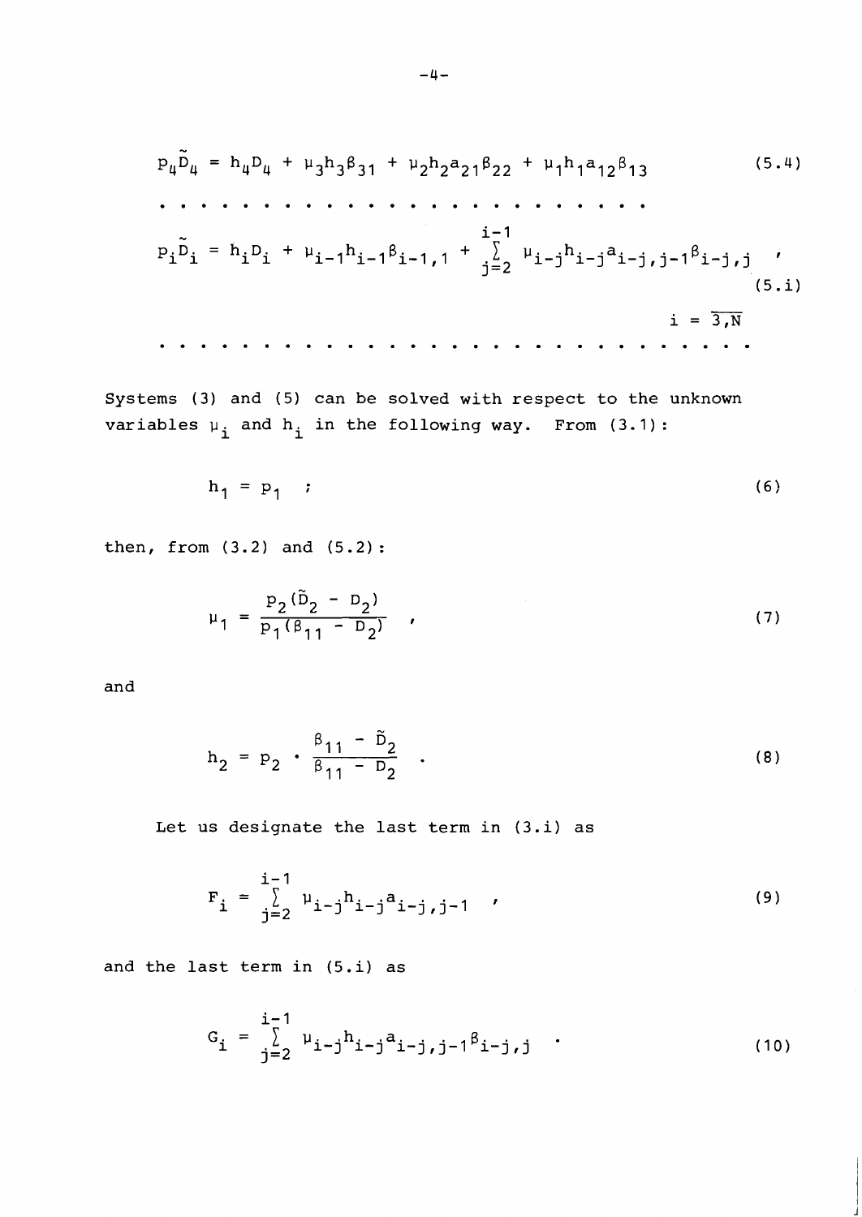$$p_4\tilde{D}_4 = h_4D_4 + \mu_3h_3\beta_{31} + \mu_2h_2a_{21}\beta_{22} + \mu_1h_1a_{12}\beta_{13} \tag{5.4}$$

. . . . . . . . . . . . . . . . . . . . . . . .

$$p_i\tilde{D}_i = h_iD_i + \mu_{i-1}h_{i-1}\beta_{i-1,1} + \sum_{j=2}^{i-1} \mu_{i-j}h_{i-j}a_{i-j,j-1}\beta_{i-j,j} \quad , \tag{5.i}$$

$$i = \overline{3,N}$$

. . . . . . . . . . . . . . . . . . . . . . . . . . . . .

Systems (3) and (5) can be solved with respect to the unknown variables $\mu_i$ and $h_i$ in the following way. From (3.1):

$$h_1 = p_1 \quad ; \tag{6}$$

then, from (3.2) and (5.2):

$$\mu_1 = \frac{p_2(\tilde{D}_2 - D_2)}{p_1(\beta_{11} - D_2)} \quad , \tag{7}$$

and

$$h_2 = p_2 \cdot \frac{\beta_{11} - \tilde{D}_2}{\beta_{11} - D_2} \quad . \tag{8}$$

Let us designate the last term in (3.i) as

$$F_i = \sum_{j=2}^{i-1} \mu_{i-j}h_{i-j}a_{i-j,j-1} \quad , \tag{9}$$

and the last term in (5.i) as

$$G_i = \sum_{j=2}^{i-1} \mu_{i-j}h_{i-j}a_{i-j,j-1}\beta_{i-j,j} \quad . \tag{10}$$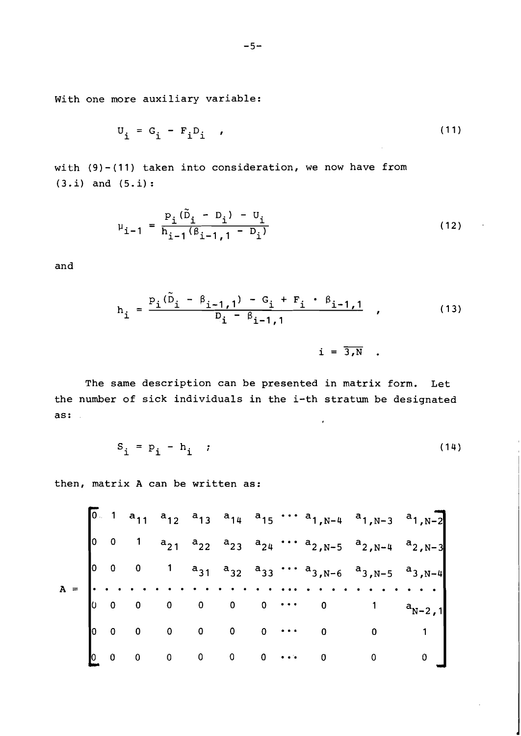With one more auxiliary variable:

$$U_i = G_i - F_i D_i \quad , \tag{11}$$

with (9)-(11) taken into consideration, we now have from (3.i) and (5.i):

$$\mu_{i-1} = \frac{p_i(\tilde{D}_i - D_i) - U_i}{h_{i-1}(\beta_{i-1,1} - D_i)} \tag{12}$$

and

$$h_i = \frac{p_i(\tilde{D}_i - \beta_{i-1,1}) - G_i + F_i \cdot \beta_{i-1,1}}{D_i - \beta_{i-1,1}} \quad , \tag{13}$$

$$i = \overline{3,N} \quad .$$

The same description can be presented in matrix form. Let the number of sick individuals in the i-th stratum be designated as:

$$S_i = p_i - h_i \quad ; \tag{14}$$

then, matrix A can be written as:

$$A = \begin{bmatrix} 0 & 1 & a_{11} & a_{12} & a_{13} & a_{14} & a_{15} & \cdots & a_{1,N-4} & a_{1,N-3} & a_{1,N-2} \\ 0 & 0 & 1 & a_{21} & a_{22} & a_{23} & a_{24} & \cdots & a_{2,N-5} & a_{2,N-4} & a_{2,N-3} \\ 0 & 0 & 0 & 1 & a_{31} & a_{32} & a_{33} & \cdots & a_{3,N-6} & a_{3,N-5} & a_{3,N-4} \\ \cdot & \cdot & \cdot & \cdot & \cdot & \cdot & \cdot & \cdots & \cdot & \cdot & \cdot \\ 0 & 0 & 0 & 0 & 0 & 0 & 0 & \cdots & 0 & 1 & a_{N-2,1} \\ 0 & 0 & 0 & 0 & 0 & 0 & 0 & \cdots & 0 & 0 & 1 \\ 0 & 0 & 0 & 0 & 0 & 0 & 0 & \cdots & 0 & 0 & 0 \end{bmatrix}$$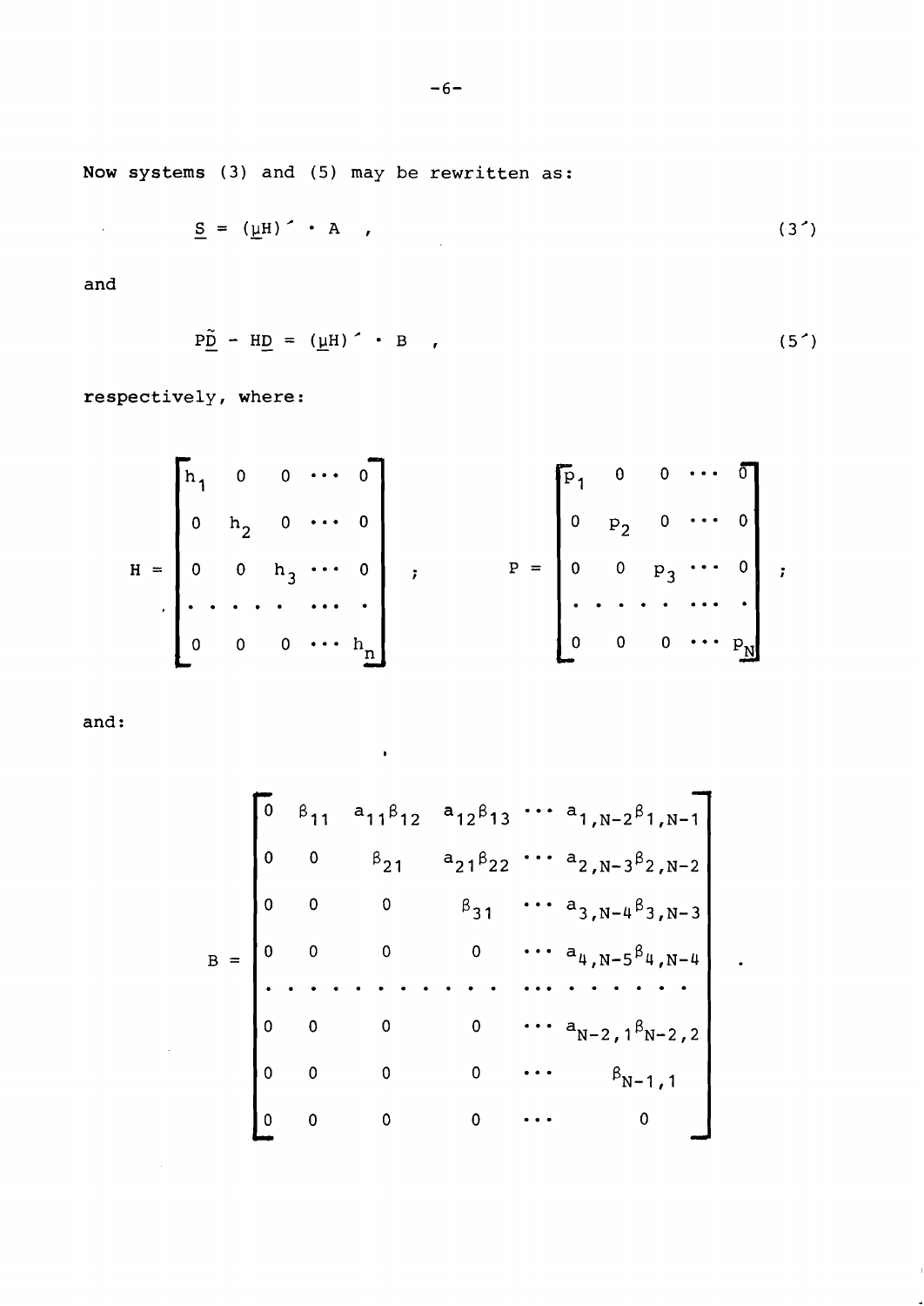Now systems (3) and (5) may be rewritten as:

$$\underline{S} = (\underline{\mu}H)' \cdot A \quad , \tag{3'}$$

and

$$P\underline{\tilde{D}} - H\underline{D} = (\underline{\mu}H)' \cdot B \quad , \tag{5'}$$

respectively, where:

$$H = \begin{bmatrix} h_1 & 0 & 0 & \cdots & 0 \\ 0 & h_2 & 0 & \cdots & 0 \\ 0 & 0 & h_3 & \cdots & 0 \\ \cdot & \cdot & \cdot & \cdots & \cdot \\ 0 & 0 & 0 & \cdots & h_n \end{bmatrix} ; \qquad P = \begin{bmatrix} p_1 & 0 & 0 & \cdots & 0 \\ 0 & p_2 & 0 & \cdots & 0 \\ 0 & 0 & p_3 & \cdots & 0 \\ \cdot & \cdot & \cdot & \cdots & \cdot \\ 0 & 0 & 0 & \cdots & p_N \end{bmatrix} ;$$

and:

$$B = \begin{bmatrix} 0 & \beta_{11} & a_{11}\beta_{12} & a_{12}\beta_{13} & \cdots & a_{1,N-2}\beta_{1,N-1} \\ 0 & 0 & \beta_{21} & a_{21}\beta_{22} & \cdots & a_{2,N-3}\beta_{2,N-2} \\ 0 & 0 & 0 & \beta_{31} & \cdots & a_{3,N-4}\beta_{3,N-3} \\ 0 & 0 & 0 & 0 & \cdots & a_{4,N-5}\beta_{4,N-4} \\ \cdot & \cdot & \cdot & \cdot & \cdots & \cdot \\ 0 & 0 & 0 & 0 & \cdots & a_{N-2,1}\beta_{N-2,2} \\ 0 & 0 & 0 & 0 & \cdots & \beta_{N-1,1} \\ 0 & 0 & 0 & 0 & \cdots & 0 \end{bmatrix} .$$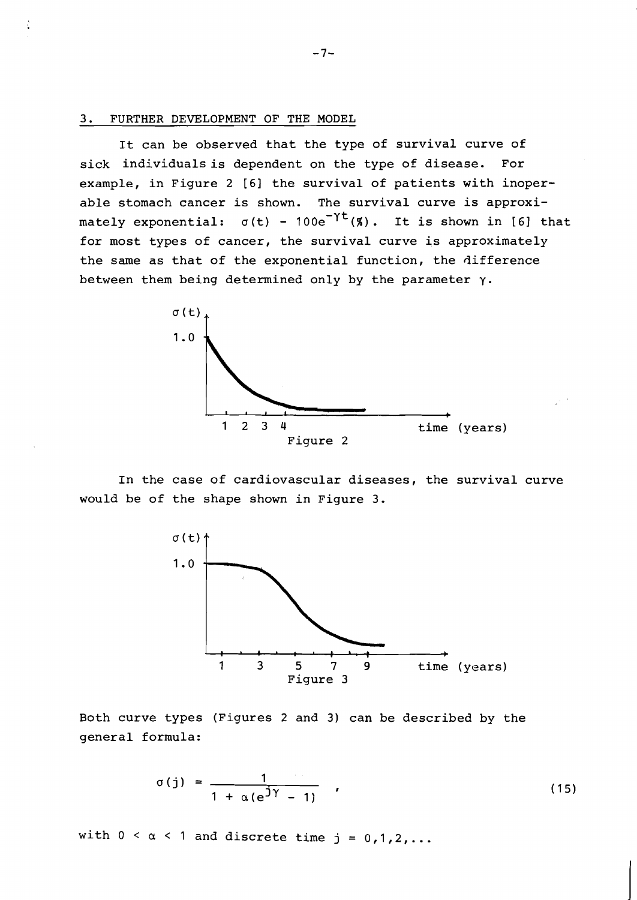## 3. FURTHER DEVELOPMENT OF THE MODEL

It can be observed that the type of survival curve of sick individuals is dependent on the type of disease. For example, in Figure 2 [6] the survival of patients with inoperable stomach cancer is shown. The survival curve is approximately exponential: $\sigma(t) - 100e^{-\gamma t}(\%)$. It is shown in [6] that for most types of cancer, the survival curve is approximately the same as that of the exponential function, the difference between them being determined only by the parameter $\gamma$.

Figure 2

In the case of cardiovascular diseases, the survival curve would be of the shape shown in Figure 3.

Figure 3

Both curve types (Figures 2 and 3) can be described by the general formula:

$$\sigma(j) = \frac{1}{1 + \alpha(e^{j\gamma} - 1)} , \tag{15}$$

with $0 < \alpha < 1$ and discrete time $j = 0,1,2,\ldots$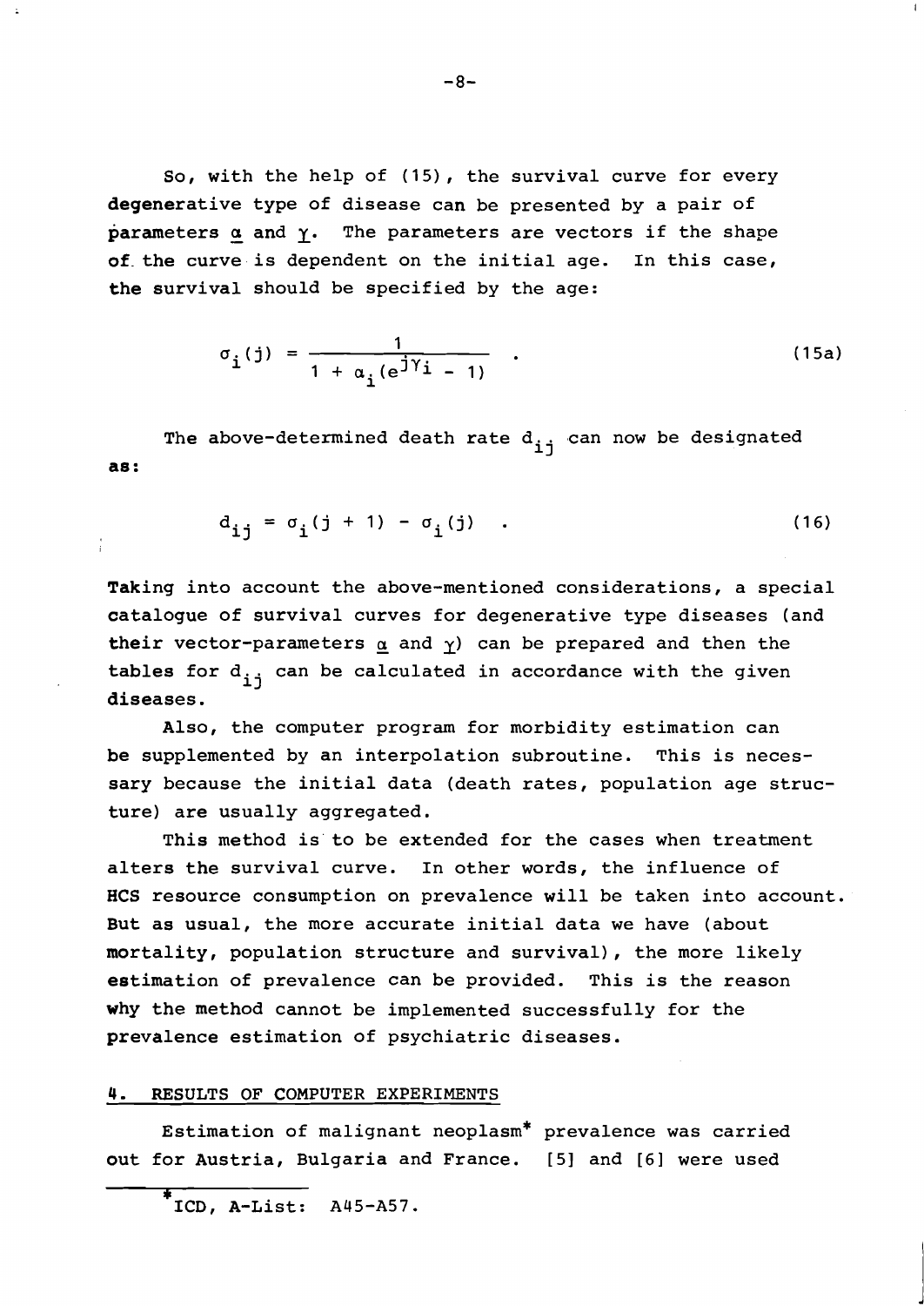So, with the help of (15), the survival curve for every degenerative type of disease can be presented by a pair of parameters $\underline{\alpha}$ and $\underline{\gamma}$. The parameters are vectors if the shape of the curve is dependent on the initial age. In this case, the survival should be specified by the age:

$$\sigma_i(j) = \frac{1}{1 + \alpha_i(e^{j\gamma_i} - 1)} \quad . \tag{15a}$$

The above-determined death rate $d_{ij}$ can now be designated as:

$$d_{ij} = \sigma_i(j + 1) - \sigma_i(j) \quad . \tag{16}$$

Taking into account the above-mentioned considerations, a special catalogue of survival curves for degenerative type diseases (and their vector-parameters $\underline{\alpha}$ and $\underline{\gamma}$) can be prepared and then the tables for $d_{ij}$ can be calculated in accordance with the given diseases.

Also, the computer program for morbidity estimation can be supplemented by an interpolation subroutine. This is necessary because the initial data (death rates, population age structure) are usually aggregated.

This method is to be extended for the cases when treatment alters the survival curve. In other words, the influence of HCS resource consumption on prevalence will be taken into account. But as usual, the more accurate initial data we have (about mortality, population structure and survival), the more likely estimation of prevalence can be provided. This is the reason why the method cannot be implemented successfully for the prevalence estimation of psychiatric diseases.

## 4. RESULTS OF COMPUTER EXPERIMENTS

Estimation of malignant neoplasm* prevalence was carried out for Austria, Bulgaria and France. [5] and [6] were used

---

*ICD, A-List: A45-A57.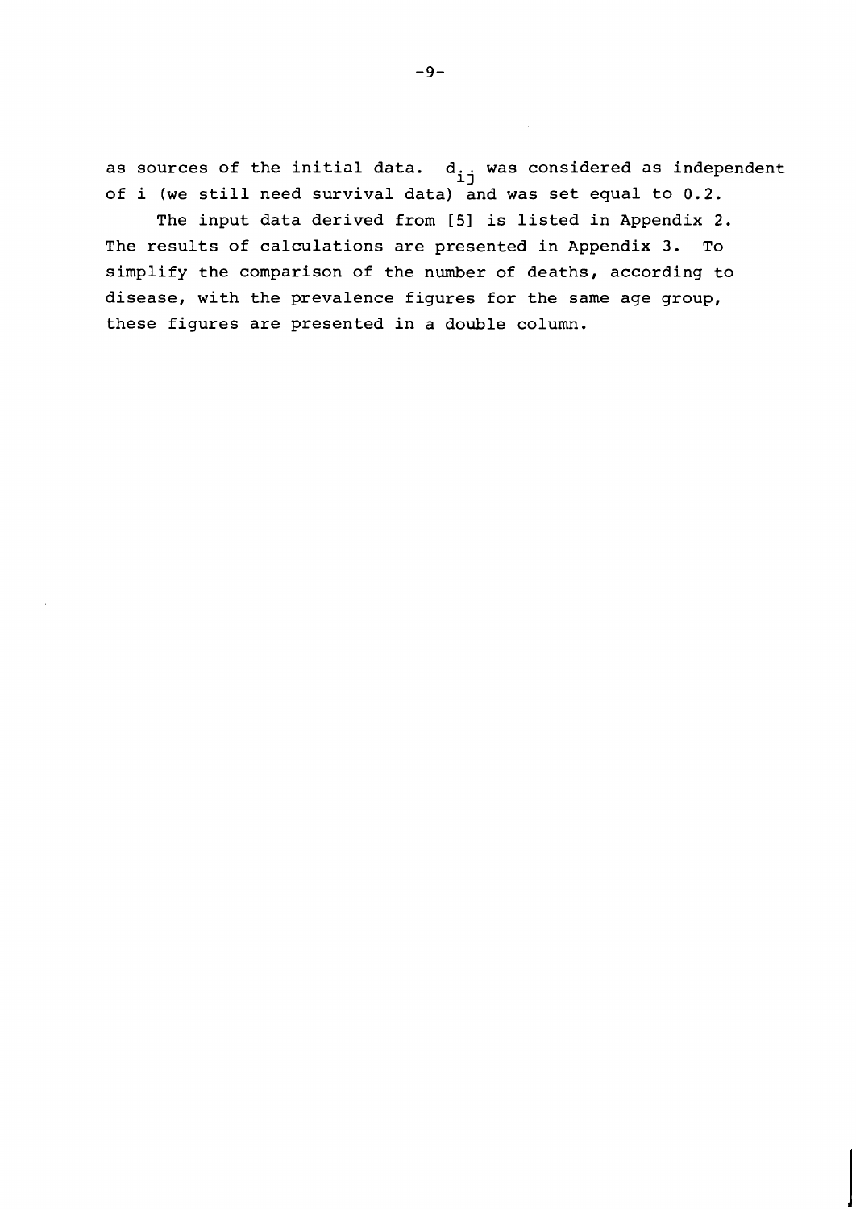as sources of the initial data. $d_{ij}$ was considered as independent of i (we still need survival data) and was set equal to 0.2.

The input data derived from [5] is listed in Appendix 2. The results of calculations are presented in Appendix 3. To simplify the comparison of the number of deaths, according to disease, with the prevalence figures for the same age group, these figures are presented in a double column.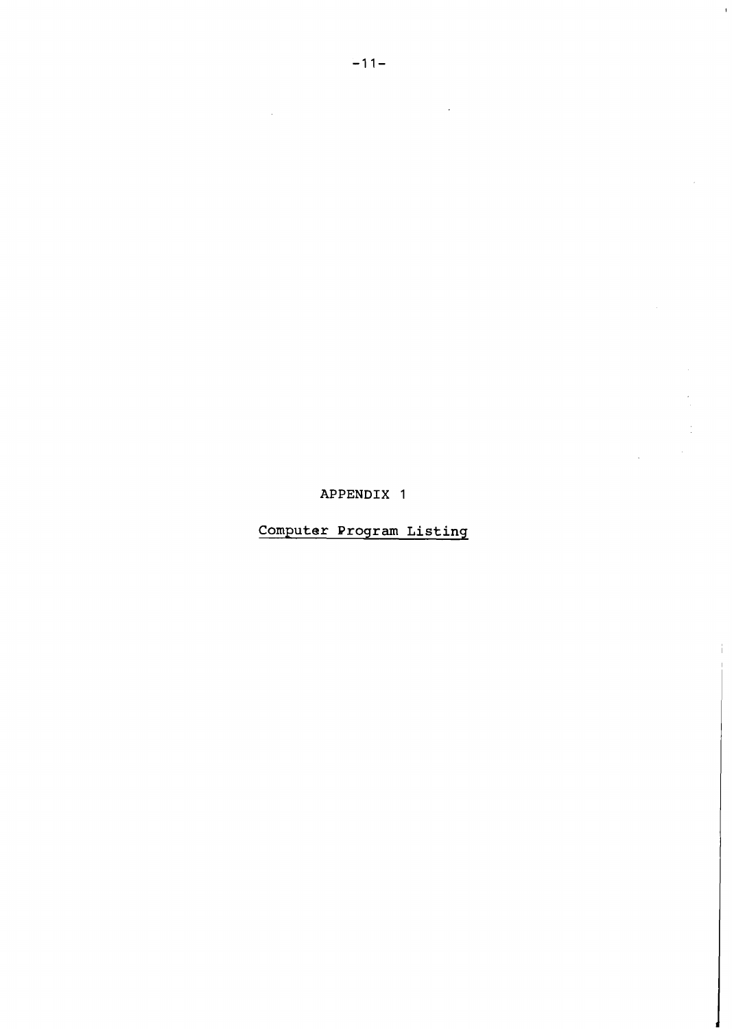# APPENDIX 1

## Computer Program Listing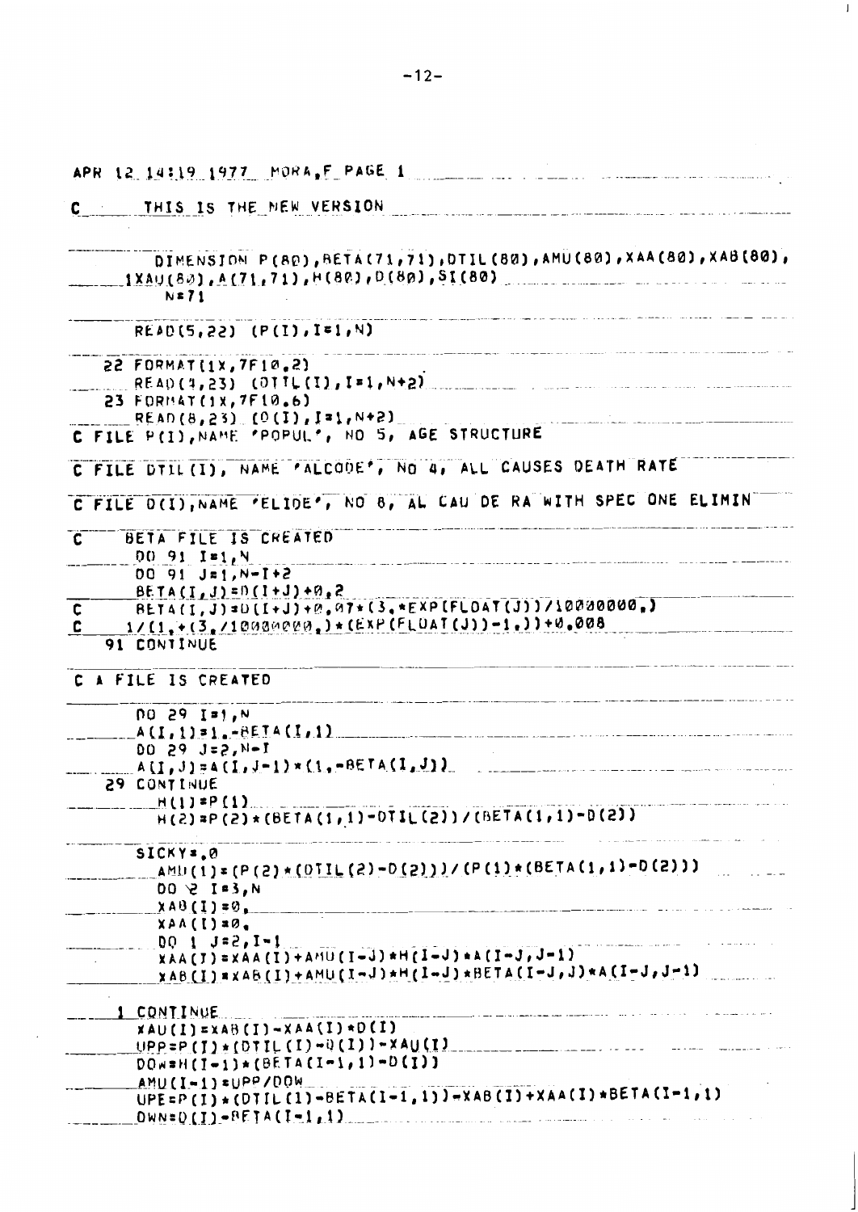APR 12 14:19 1977 MORA,F PAGE 1

```
C     THIS IS THE NEW VERSION

      DIMENSION P(80),BETA(71,71),DTIL(80),AMU(80),XAA(80),XAB(80),
     1XAU(80),A(71,71),H(80),D(80),SI(80)
      N=71
      READ(5,22) (P(I),I=1,N)
   22 FORMAT(1X,7F10.2)
      READ(4,23) (DTIL(I),I=1,N+2)
   23 FORMAT(1X,7F10.6)
      READ(8,23) (D(I),I=1,N+2)
C FILE P(I),NAME 'POPUL', NO 5, AGE STRUCTURE
C FILE DTIL(I), NAME 'ALCODE', NO 4, ALL CAUSES DEATH RATE
C FILE D(I),NAME 'ELIDE', NO 8, AL CAU DE RA WITH SPEC ONE ELIMIN
C     BETA FILE IS CREATED
      DO 91 I=1,N
      DO 91 J=1,N-I+2
      BETA(I,J)=D(I+J)+0.2
C     BETA(I,J)=D(I+J)+0.07*(3.*EXP(FLOAT(J))/10000000.)
C     1/(1.+(3./10000000.)*(EXP(FLOAT(J))-1.))+0.008
   91 CONTINUE
C A FILE IS CREATED
      DO 29 I=1,N
      A(I,1)=1.-BETA(I,1)
      DO 29 J=2,N-I
      A(I,J)=A(I,J-1)*(1.-BETA(I,J))
   29 CONTINUE
      H(1)=P(1)
      H(2)=P(2)*(BETA(1,1)-DTIL(2))/(BETA(1,1)-D(2))
      SICKY=.0
      AMU(1)=(P(2)*(DTIL(2)-D(2)))/(P(1)*(BETA(1,1)-D(2)))
      DO 2 I=3,N
      XAB(I)=0.
      XAA(I)=0.
      DO 1 J=2,I-1
      XAA(I)=XAA(I)+AMU(I-J)*H(I-J)*A(I-J,J-1)
      XAB(I)=XAB(I)+AMU(I-J)*H(I-J)*BETA(I-J,J)*A(I-J,J-1)
    1 CONTINUE
      XAU(I)=XAB(I)-XAA(I)*D(I)
      UPP=P(I)*(DTIL(I)-D(I))-XAU(I)
      DOW=H(I-1)*(BETA(I-1,1)-D(I))
      AMU(I-1)=UPP/DOW
      UPE=P(I)*(DTIL(I)-BETA(I-1,1))-XAB(I)+XAA(I)*BETA(I-1,1)
      DWN=D(I)-BETA(I-1,1)
```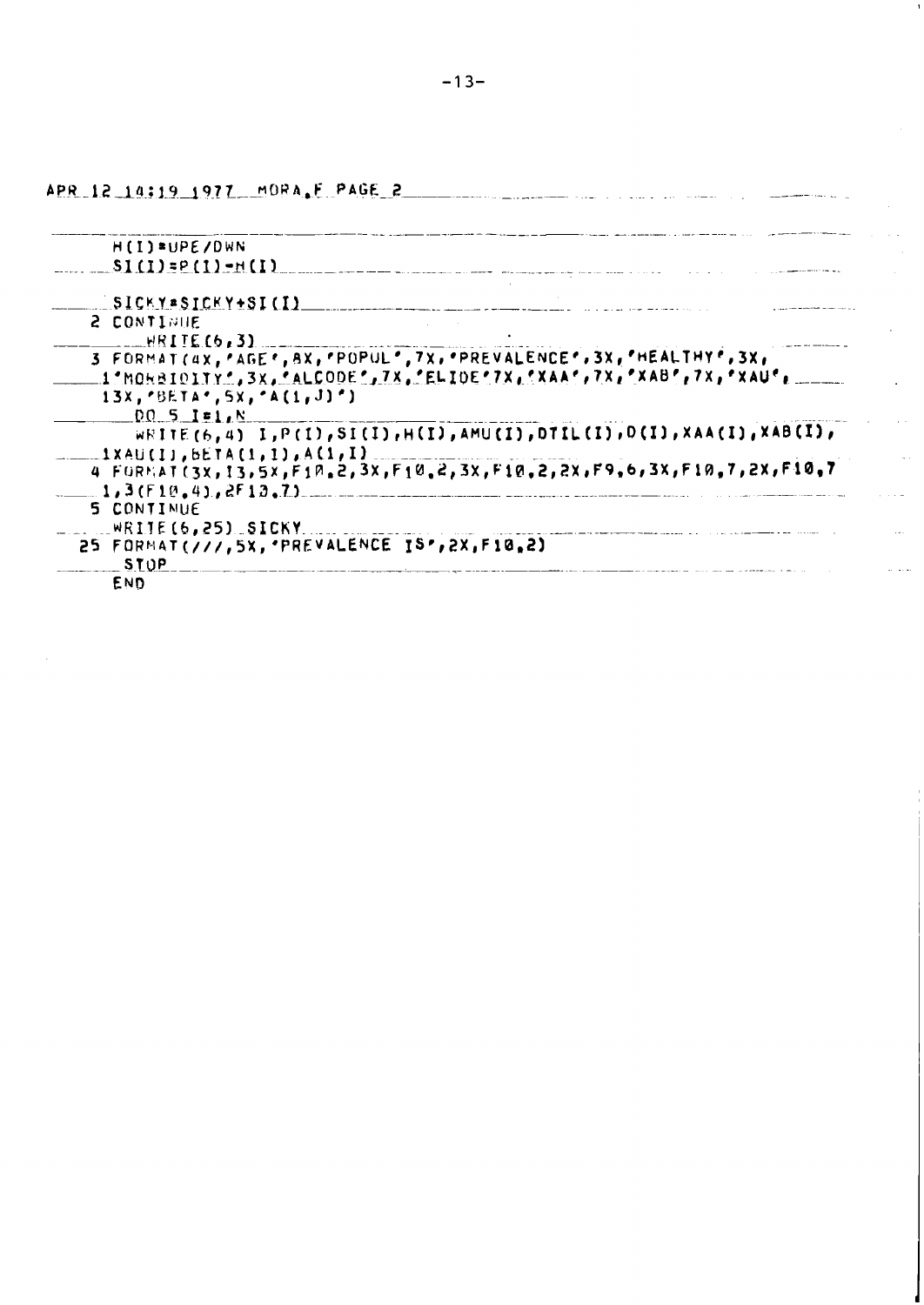APR 12 14:19 1977 MORA.F PAGE 2

```
      H(I)=UPE/DWN
      SI(I)=P(I)-H(I)

      SICKY=SICKY+SI(I)
    2 CONTINUE
      WRITE(6,3)
    3 FORMAT(4X,'AGE',8X,'POPUL',7X,'PREVALENCE',3X,'HEALTHY',3X,
     1'MORBIDITY',3X,'ALCODE',7X,'ELIDE'7X,'XAA',7X,'XAB',7X,'XAU',
     13X,'BETA',5X,'A(1,J)')
      DO 5 I=1,N
      WRITE(6,4) I,P(I),SI(I),H(I),AMU(I),DTIL(I),D(I),XAA(I),XAB(I),
     1XAU(I),BETA(1,I),A(1,I)
    4 FORMAT(3X,I3,5X,F10.2,3X,F10.2,3X,F10.2,2X,F9.6,3X,F10.7,2X,F10.7
     1,3(F10.4),2F10.7)
    5 CONTINUE
      WRITE(6,25) SICKY
   25 FORMAT(///,5X,'PREVALENCE IS',2X,F10.2)
      STOP
      END
```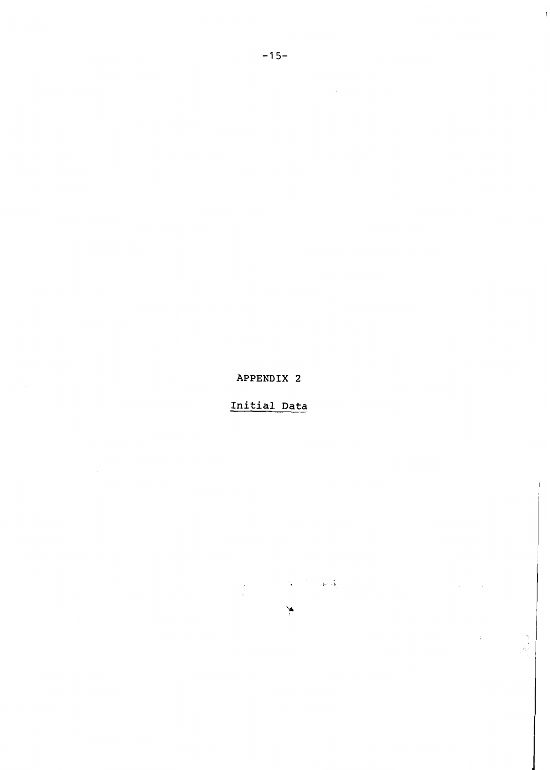# APPENDIX 2

## Initial Data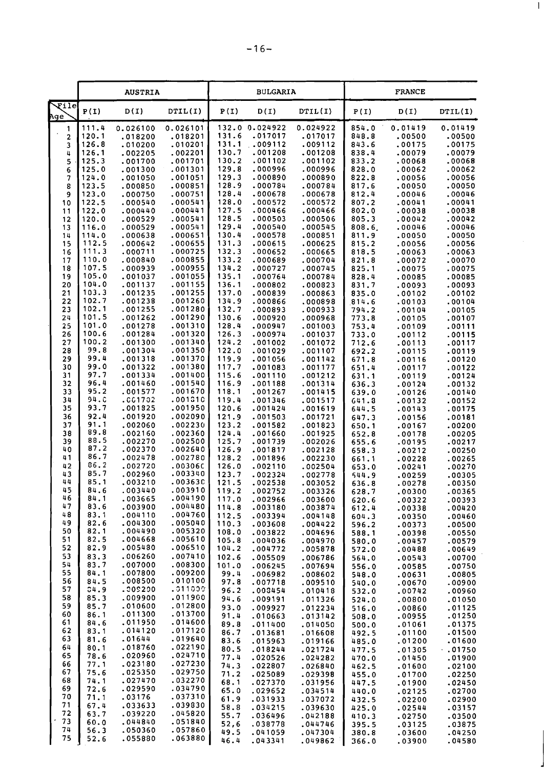| File / Age | AUSTRIA | | | BULGARIA | | | FRANCE | | |
|---|---|---|---|---|---|---|---|---|---|
| | P(I) | D(I) | DTIL(I) | P(I) | D(I) | DTIL(I) | P(I) | D(I) | DTIL(I) |
| 1 | 111.4 | 0.026100 | 0.026101 | 132.0 | 0.024922 | 0.024922 | 854.0 | 0.01419 | 0.01419 |
| 2 | 120.1 | .018200 | .018201 | 131.6 | .017017 | .017017 | 848.8 | .00500 | .00500 |
| 3 | 126.8 | .010200 | .010201 | 131.1 | .009112 | .009112 | 843.6 | .00175 | .00175 |
| 4 | 126.1 | .002205 | .002201 | 130.7 | .001208 | .001208 | 838.4 | .00079 | .00079 |
| 5 | 125.3 | .001700 | .001701 | 130.2 | .001102 | .001102 | 833.2 | .00068 | .00068 |
| 6 | 125.0 | .001300 | .001301 | 129.8 | .000996 | .000996 | 828.0 | .00062 | .00062 |
| 7 | 124.0 | .001050 | .001051 | 129.3 | .000890 | .000890 | 822.8 | .00056 | .00056 |
| 8 | 123.5 | .000850 | .000851 | 128.9 | .000784 | .000784 | 817.6 | .00050 | .00050 |
| 9 | 123.0 | .000750 | .000751 | 128.4 | .000678 | .000678 | 812.4 | .00046 | .00046 |
| 10 | 122.5 | .000540 | .000541 | 128.0 | .000572 | .000572 | 807.2 | .00041 | .00041 |
| 11 | 122.0 | .000440 | .000441 | 127.5 | .000466 | .000466 | 802.0 | .00038 | .00038 |
| 12 | 120.0 | .000529 | .000541 | 128.5 | .000503 | .000506 | 805.3 | .00042 | .00042 |
| 13 | 116.0 | .000529 | .000541 | 129.4 | .000540 | .000545 | 808.6 | .00046 | .00046 |
| 14 | 114.0 | .000638 | .000651 | 130.4 | .000578 | .000851 | 811.9 | .00050 | .00050 |
| 15 | 112.5 | .000642 | .000655 | 131.3 | .000615 | .000625 | 815.2 | .00056 | .00056 |
| 16 | 111.3 | .000711 | .000725 | 132.3 | .000652 | .000665 | 818.5 | .00063 | .00063 |
| 17 | 110.0 | .000840 | .000855 | 133.2 | .000689 | .000704 | 821.8 | .00072 | .00070 |
| 18 | 107.5 | .000939 | .000955 | 134.2 | .000727 | .000745 | 825.1 | .00075 | .00075 |
| 19 | 105.0 | .001037 | .001055 | 135.1 | .000764 | .000784 | 828.4 | .00085 | .00085 |
| 20 | 104.0 | .001137 | .001155 | 136.1 | .000802 | .000823 | 831.7 | .00093 | .00093 |
| 21 | 103.3 | .001235 | .001255 | 137.0 | .000839 | .000863 | 835.0 | .00102 | .00102 |
| 22 | 102.7 | .001238 | .001260 | 134.9 | .000866 | .000898 | 814.6 | .00103 | .00104 |
| 23 | 102.1 | .001255 | .001280 | 132.7 | .000893 | .000933 | 794.2 | .00104 | .00105 |
| 24 | 101.5 | .001262 | .001290 | 130.6 | .000920 | .000968 | 773.8 | .00105 | .00107 |
| 25 | 101.0 | .001278 | .001310 | 128.4 | .000947 | .001003 | 753.4 | .00109 | .00111 |
| 26 | 100.6 | .001284 | .001320 | 126.3 | .000974 | .001037 | 733.0 | .00112 | .00115 |
| 27 | 100.2 | .001300 | .001340 | 124.2 | .001002 | .001072 | 712.6 | .00113 | .00117 |
| 28 | 99.8 | .001304 | .001350 | 122.0 | .001029 | .001107 | 692.2 | .00115 | .00119 |
| 29 | 99.4 | .001318 | .001370 | 119.9 | .001056 | .001142 | 671.8 | .00116 | .00120 |
| 30 | 99.0 | .001322 | .001380 | 117.7 | .001083 | .001177 | 651.4 | .00117 | .00122 |
| 31 | 97.7 | .001334 | .001400 | 115.6 | .001110 | .001212 | 631.1 | .00119 | .00124 |
| 32 | 96.4 | .001460 | .001540 | 116.9 | .001188 | .001314 | 636.3 | .00124 | .00132 |
| 33 | 95.2 | .001577 | .001670 | 118.1 | .001267 | .001415 | 639.0 | .00126 | .00140 |
| 34 | 94.0 | .001702 | .001810 | 119.4 | .001346 | .001517 | 641.8 | .00132 | .00152 |
| 35 | 93.7 | .001825 | .001950 | 120.6 | .001424 | .001619 | 644.5 | .00143 | .00175 |
| 36 | 92.4 | .001920 | .002090 | 121.9 | .001503 | .001721 | 647.3 | .00156 | .00181 |
| 37 | 91.1 | .002060 | .002230 | 123.2 | .001582 | .001823 | 650.1 | .00167 | .00200 |
| 38 | 89.8 | .002160 | .002360 | 124.4 | .001660 | .001925 | 652.8 | .00178 | .00205 |
| 39 | 88.5 | .002270 | .002500 | 125.7 | .001739 | .002026 | 655.6 | .00195 | .00217 |
| 40 | 87.2 | .002370 | .002640 | 126.9 | .001817 | .002128 | 658.3 | .00212 | .00250 |
| 41 | 86.7 | .002478 | .002780 | 128.2 | .001896 | .002230 | 661.1 | .00228 | .00265 |
| 42 | 86.2 | .002720 | .003060 | 126.0 | .002110 | .002504 | 653.0 | .00241 | .00270 |
| 43 | 85.7 | .002960 | .003340 | 123.7 | .002324 | .002778 | 644.9 | .00259 | .00305 |
| 44 | 85.1 | .003210 | .003630 | 121.5 | .002538 | .003052 | 636.8 | .00278 | .00350 |
| 45 | 84.6 | .003440 | .003910 | 119.2 | .002752 | .003326 | 628.7 | .00300 | .00365 |
| 46 | 84.1 | .003665 | .004190 | 117.0 | .002966 | .003600 | 620.6 | .00322 | .00393 |
| 47 | 83.6 | .003900 | .004480 | 114.8 | .003180 | .003874 | 612.4 | .00338 | .00420 |
| 48 | 83.1 | .004110 | .004760 | 112.5 | .003394 | .004148 | 604.3 | .00350 | .00460 |
| 49 | 82.6 | .004300 | .005040 | 110.3 | .003608 | .004422 | 596.2 | .00373 | .00500 |
| 50 | 82.1 | .004490 | .005320 | 108.0 | .003822 | .004696 | 588.1 | .00398 | .00550 |
| 51 | 82.5 | .004668 | .005610 | 105.8 | .004036 | .004970 | 580.0 | .00457 | .00579 |
| 52 | 82.9 | .005480 | .006510 | 104.2 | .004772 | .005878 | 572.0 | .00488 | .00649 |
| 53 | 83.3 | .006260 | .007410 | 102.6 | .005509 | .006786 | 564.0 | .00543 | .00700 |
| 54 | 83.7 | .007000 | .008300 | 101.0 | .006245 | .007694 | 556.0 | .00585 | .00750 |
| 55 | 84.1 | .007800 | .009200 | 99.4 | .006982 | .008602 | 548.0 | .00631 | .00805 |
| 56 | 84.5 | .008500 | .010100 | 97.8 | .007718 | .009510 | 540.0 | .00670 | .00900 |
| 57 | 84.9 | .009200 | .011000 | 96.2 | .008454 | .010418 | 532.0 | .00742 | .00960 |
| 58 | 85.3 | .009900 | .011900 | 94.6 | .009191 | .011326 | 524.0 | .00800 | .01050 |
| 59 | 85.7 | .010600 | .012800 | 93.0 | .009927 | .012234 | 516.0 | .00860 | .01125 |
| 60 | 86.1 | .011300 | .013700 | 91.4 | .010663 | .013142 | 508.0 | .00955 | .01250 |
| 61 | 84.6 | .011950 | .014600 | 89.8 | .011400 | .014050 | 500.0 | .01061 | .01375 |
| 62 | 83.1 | .014120 | .017120 | 86.7 | .013681 | .016608 | 492.5 | .01100 | .01500 |
| 63 | 81.6 | .01644 | .019640 | 83.6 | .015963 | .019166 | 485.0 | .01200 | .01600 |
| 64 | 80.1 | .018760 | .022190 | 80.5 | .018244 | .021724 | 477.5 | .01305 | .01750 |
| 65 | 78.6 | .020960 | .024710 | 77.4 | .020526 | .024282 | 470.0 | .01450 | .01900 |
| 66 | 77.1 | .023180 | .027230 | 74.3 | .022807 | .026840 | 462.5 | .01600 | .02100 |
| 67 | 75.6 | .025350 | .029750 | 71.2 | .025089 | .029398 | 455.0 | .01700 | .02250 |
| 68 | 74.1 | .027470 | .032270 | 68.1 | .027370 | .031956 | 447.5 | .01900 | .02450 |
| 69 | 72.6 | .029590 | .034790 | 65.0 | .029652 | .034514 | 440.0 | .02125 | .02700 |
| 70 | 71.1 | .03176 | .037310 | 61.9 | .031933 | .037072 | 432.5 | .02200 | .02900 |
| 71 | 67.4 | .033633 | .039830 | 58.8 | .034215 | .039630 | 425.0 | .02544 | .03157 |
| 72 | 63.7 | .039220 | .045820 | 55.7 | .036496 | .042188 | 410.3 | .02750 | .03500 |
| 73 | 60.0 | .044840 | .051840 | 52.6 | .038778 | .044746 | 395.5 | .03125 | .03875 |
| 74 | 56.3 | .050360 | .057860 | 49.5 | .041059 | .047304 | 380.8 | .03600 | .04250 |
| 75 | 52.6 | .055880 | .063880 | 46.4 | .043341 | .049862 | 366.0 | .03900 | .04580 |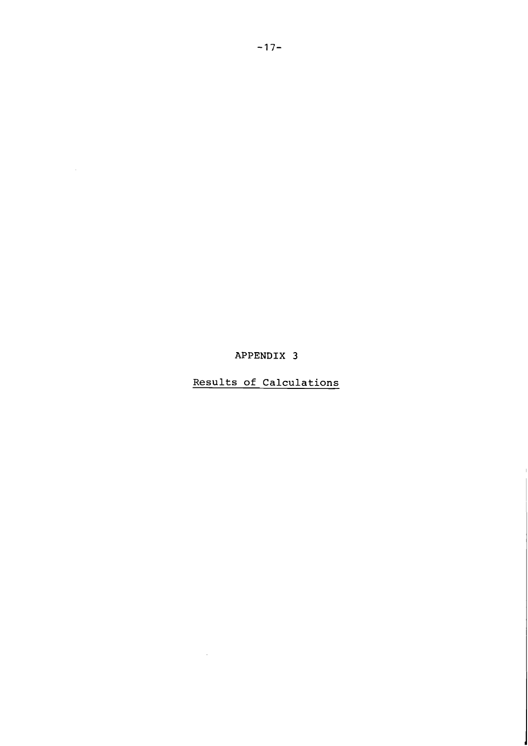# APPENDIX 3

## Results of Calculations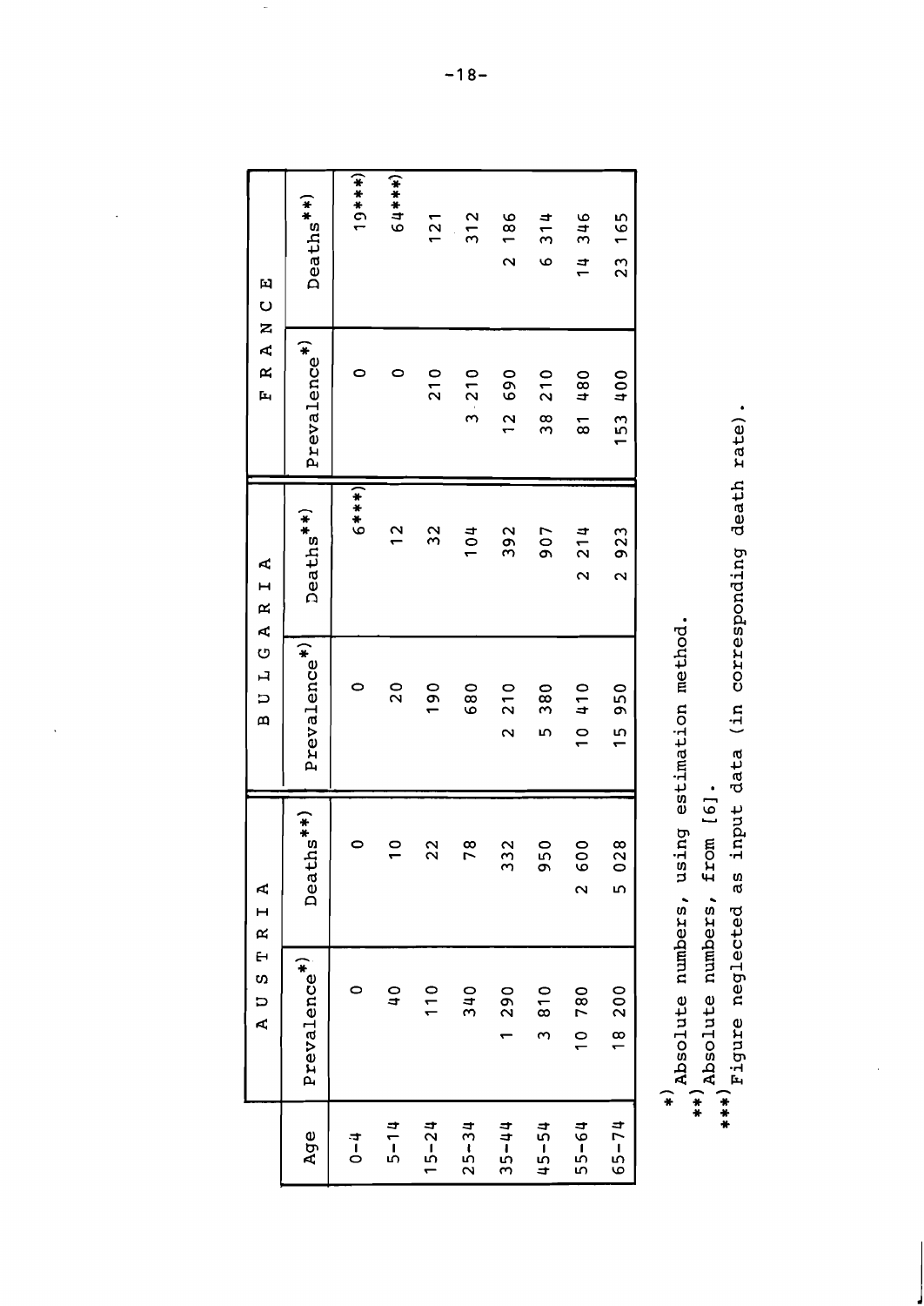| Age | AUSTRIA | | BULGARIA | | FRANCE | |
|---|---|---|---|---|---|---|
| | Prevalence*) | Deaths**) | Prevalence*) | Deaths**) | Prevalence*) | Deaths**) |
| 0-4 | 0 | 0 | 0 | 6***) | 0 | 19***) |
| 5-14 | 40 | 10 | 20 | 12 | 0 | 64***) |
| 15-24 | 110 | 22 | 190 | 32 | 210 | 121 |
| 25-34 | 340 | 78 | 680 | 104 | 3 210 | 312 |
| 35-44 | 1 290 | 332 | 2 210 | 392 | 12 690 | 2 186 |
| 45-54 | 3 810 | 950 | 5 380 | 907 | 38 210 | 6 314 |
| 55-64 | 10 780 | 2 600 | 10 410 | 2 214 | 81 480 | 14 346 |
| 65-74 | 18 200 | 5 028 | 15 950 | 2 923 | 153 400 | 23 165 |

*) Absolute numbers, using estimation method.

**) Absolute numbers, from [6].

***) Figure neglected as input data (in corresponding death rate).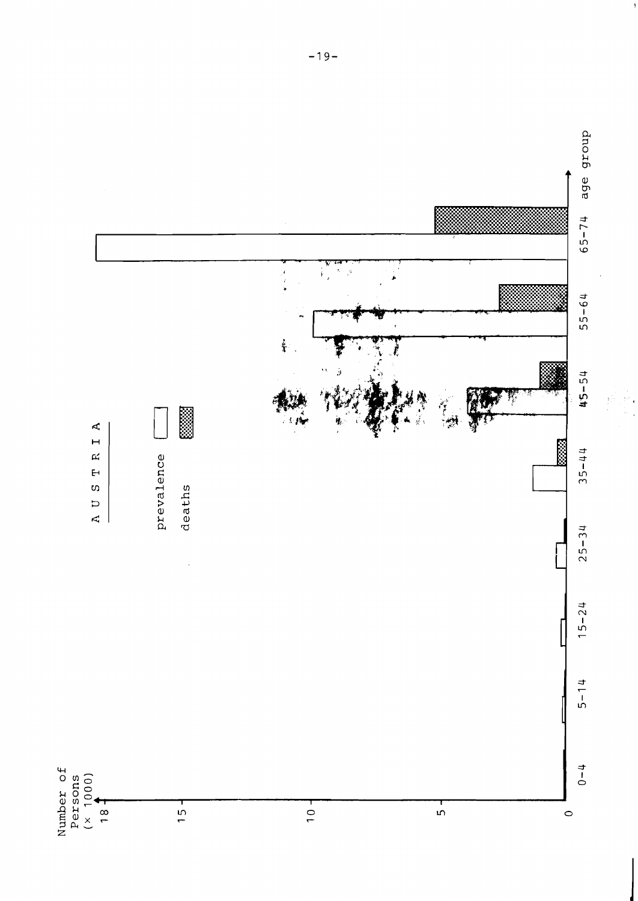AUSTRIA

prevalence

deaths

Number of Persons (× 1000)

18

15

10

5

0

0–4 5–14 15–24 25–34 35–44 45–54 55–64 65–74 age group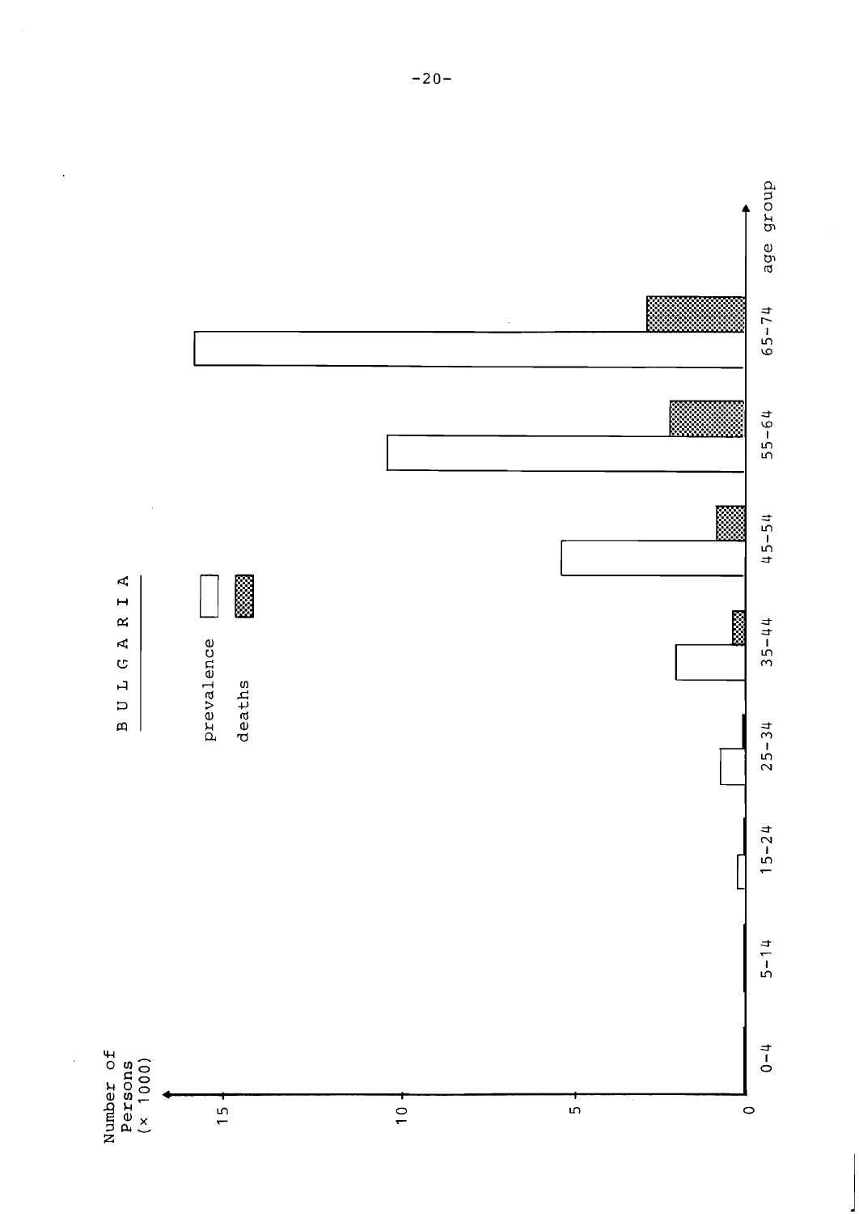BULGARIA

prevalence

deaths

Number of Persons (× 1000)

15

10

5

0

0-4

5-14

15-24

25-34

35-44

45-54

55-64

65-74

age group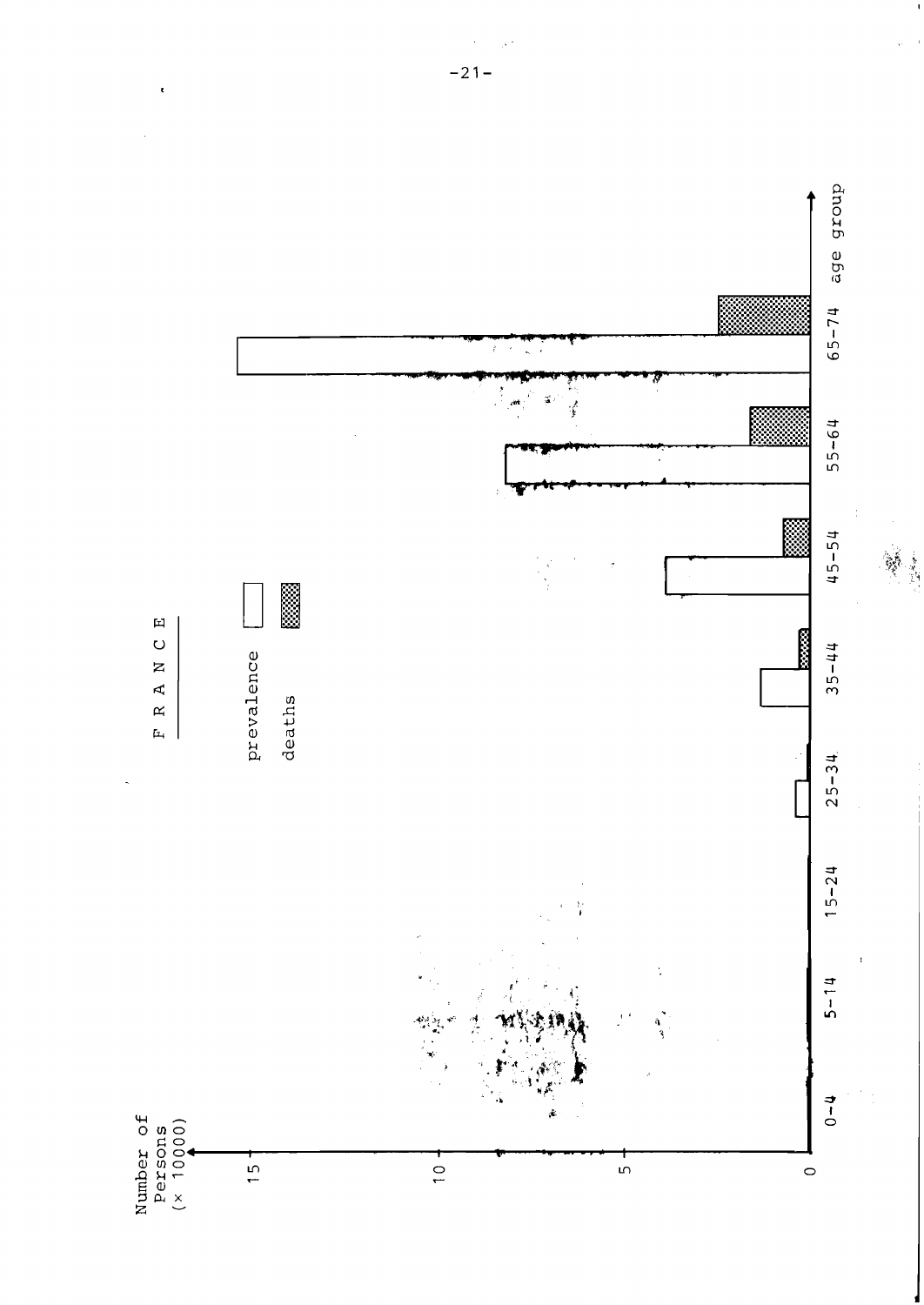FRANCE

prevalence

deaths

Number of Persons (× 10000)

0

5

10

15

0-4

5-14

15-24

25-34

35-44

45-54

55-64

65-74

age group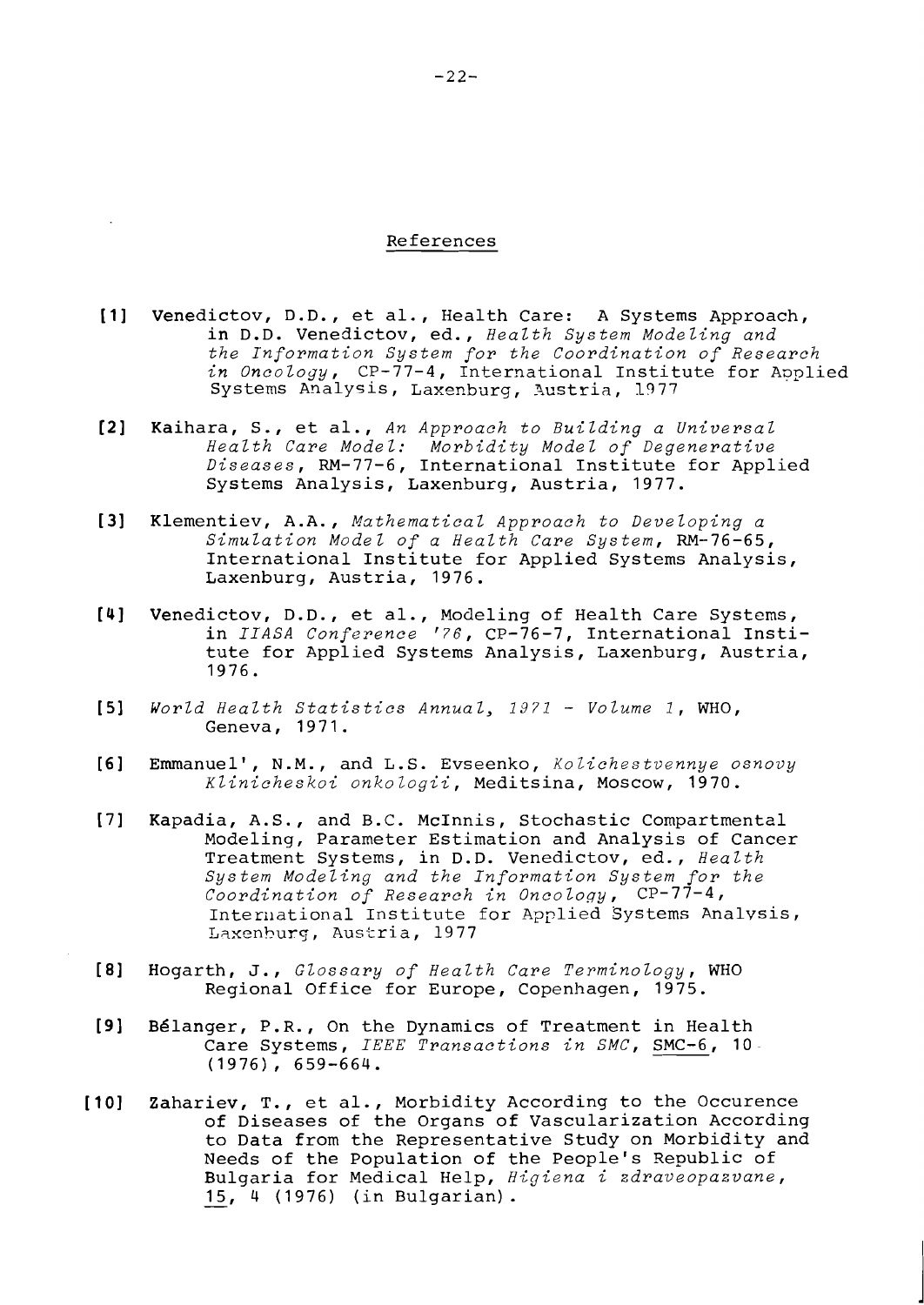## References

[1] Venedictov, D.D., et al., Health Care: A Systems Approach, in D.D. Venedictov, ed., *Health System Modeling and the Information System for the Coordination of Research in Oncology*, CP-77-4, International Institute for Applied Systems Analysis, Laxenburg, Austria, 1977

[2] Kaihara, S., et al., *An Approach to Building a Universal Health Care Model: Morbidity Model of Degenerative Diseases*, RM-77-6, International Institute for Applied Systems Analysis, Laxenburg, Austria, 1977.

[3] Klementiev, A.A., *Mathematical Approach to Developing a Simulation Model of a Health Care System*, RM-76-65, International Institute for Applied Systems Analysis, Laxenburg, Austria, 1976.

[4] Venedictov, D.D., et al., Modeling of Health Care Systems, in *IIASA Conference '76*, CP-76-7, International Institute for Applied Systems Analysis, Laxenburg, Austria, 1976.

[5] *World Health Statistics Annual, 1971 - Volume 1*, WHO, Geneva, 1971.

[6] Emmanuel', N.M., and L.S. Evseenko, *Kolichestvennye osnovy Klinicheskoi onkologii*, Meditsina, Moscow, 1970.

[7] Kapadia, A.S., and B.C. McInnis, Stochastic Compartmental Modeling, Parameter Estimation and Analysis of Cancer Treatment Systems, in D.D. Venedictov, ed., *Health System Modeling and the Information System for the Coordination of Research in Oncology*, CP-77-4, International Institute for Applied Systems Analysis, Laxenburg, Austria, 1977

[8] Hogarth, J., *Glossary of Health Care Terminology*, WHO Regional Office for Europe, Copenhagen, 1975.

[9] Bélanger, P.R., On the Dynamics of Treatment in Health Care Systems, *IEEE Transactions in SMC*, SMC-6, 10 (1976), 659-664.

[10] Zahariev, T., et al., Morbidity According to the Occurence of Diseases of the Organs of Vascularization According to Data from the Representative Study on Morbidity and Needs of the Population of the People's Republic of Bulgaria for Medical Help, *Higiena i zdraveopazvane*, 15, 4 (1976) (in Bulgarian).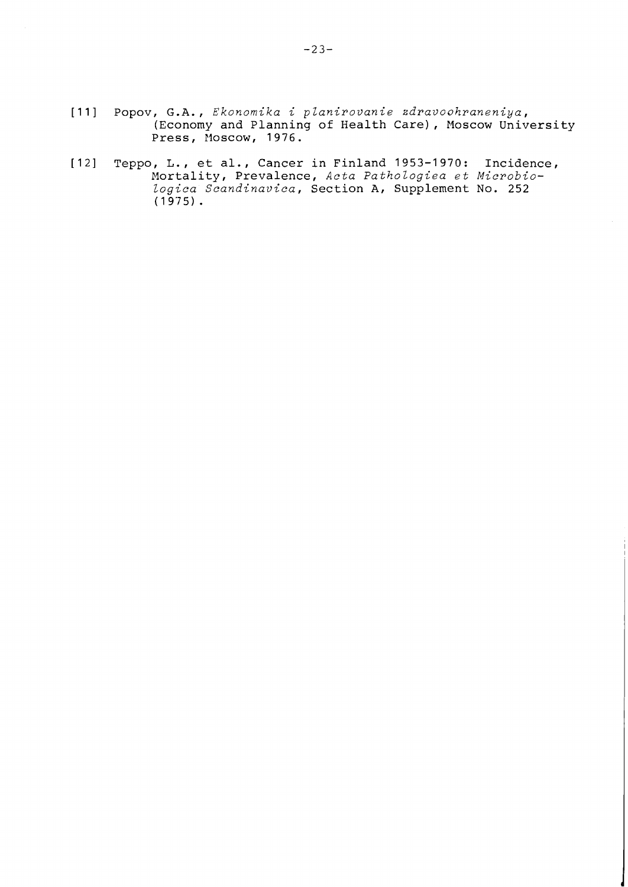[11] Popov, G.A., *Ekonomika i planirovanie zdravoohraneniya*, (Economy and Planning of Health Care), Moscow University Press, Moscow, 1976.

[12] Teppo, L., et al., Cancer in Finland 1953-1970: Incidence, Mortality, Prevalence, *Acta Pathologiea et Microbiologica Scandinavica*, Section A, Supplement No. 252 (1975).